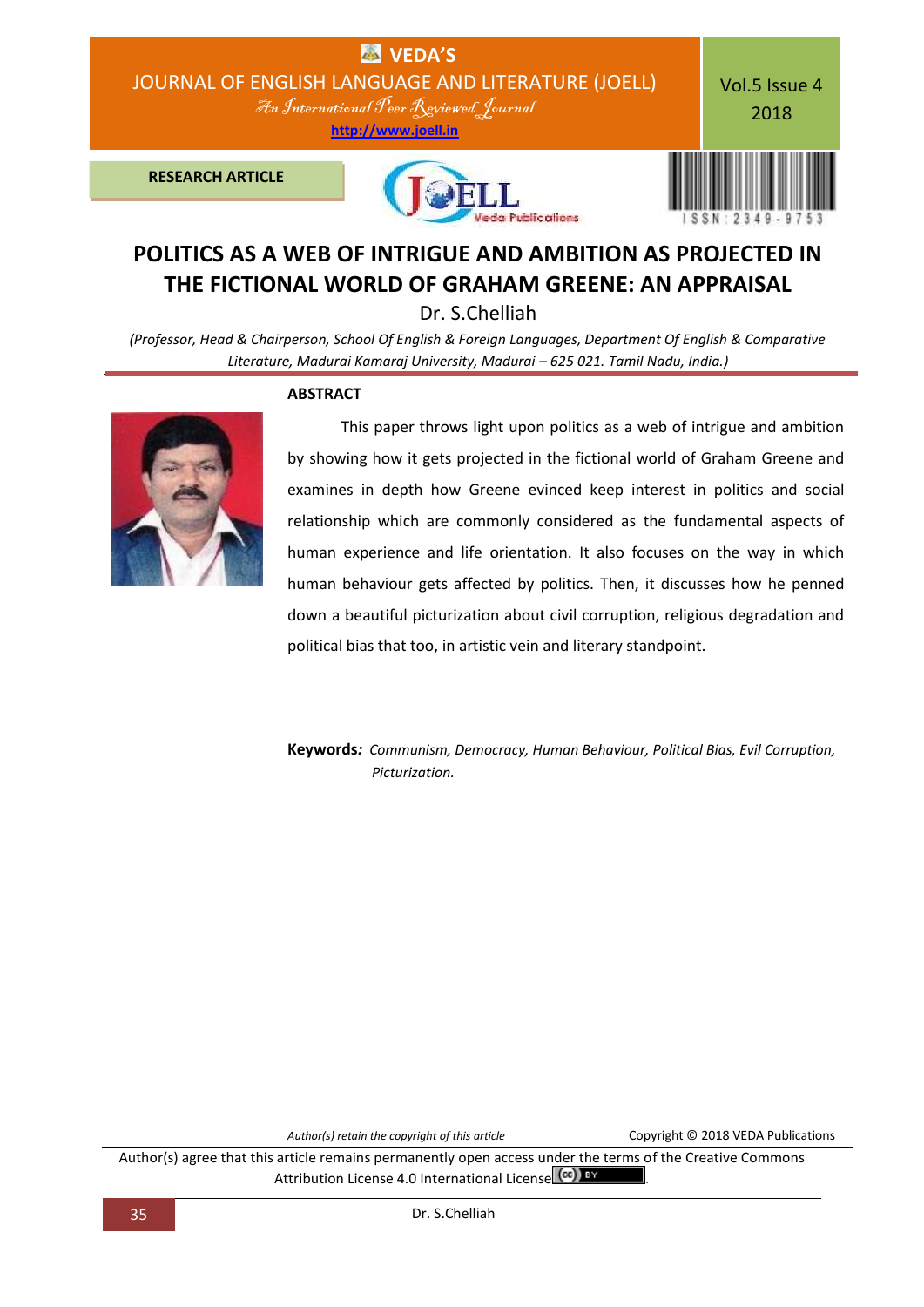RESEARCH ARTICLE

# POLITICS AS A WEB OF INTRIGUE AND AMBITION AS PROJECTED IN THE FICTIONAL WORLD OF GRAHAM GREENE: AN APPRAISAL

Dr. S.Chelliah

*(Professor, Head & Chairperson, School Of English & Foreign Languages, Department Of English & Comparative Literature, Madurai Kamaraj University, Madurai – 625 021. Tamil Nadu, India.)*

## ABSTRACT

This paper throws light upon politics as a web of intrigue and ambition by showing how it gets projected in the fictional world of Graham Greene and examines in depth how Greene evinced keep interest in politics and social relationship which are commonly considered as the fundamental aspects of human experience and life orientation. It also focuses on the way in which human behaviour gets affected by politics. Then, it discusses how he penned down a beautiful picturization about civil corruption, religious degradation and political bias that too, in artistic vein and literary standpoint.

**Keywords:** *Communism, Democracy, Human Behaviour, Political Bias, Evil Corruption, Picturization.*

*Author(s) retain the copyright of this article* Copyright © 2018 VEDA Publications

Author(s) agree that this article remains permanently open access under the terms of the Creative Commons Attribution License 4.0 International License.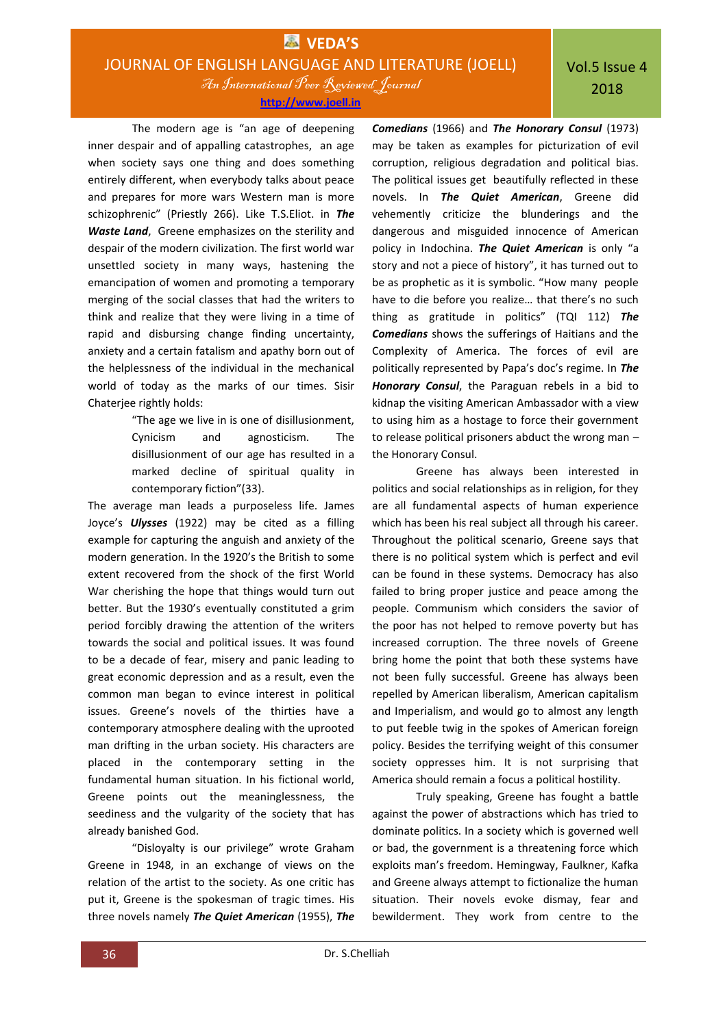The modern age is "an age of deepening inner despair and of appalling catastrophes, an age when society says one thing and does something entirely different, when everybody talks about peace and prepares for more wars Western man is more schizophrenic" (Priestly 266). Like T.S.Eliot. in ***The Waste Land***, Greene emphasizes on the sterility and despair of the modern civilization. The first world war unsettled society in many ways, hastening the emancipation of women and promoting a temporary merging of the social classes that had the writers to think and realize that they were living in a time of rapid and disbursing change finding uncertainty, anxiety and a certain fatalism and apathy born out of the helplessness of the individual in the mechanical world of today as the marks of our times. Sisir Chaterjee rightly holds:

> "The age we live in is one of disillusionment, Cynicism and agnosticism. The disillusionment of our age has resulted in a marked decline of spiritual quality in contemporary fiction"(33).

The average man leads a purposeless life. James Joyce's ***Ulysses*** (1922) may be cited as a filling example for capturing the anguish and anxiety of the modern generation. In the 1920's the British to some extent recovered from the shock of the first World War cherishing the hope that things would turn out better. But the 1930's eventually constituted a grim period forcibly drawing the attention of the writers towards the social and political issues. It was found to be a decade of fear, misery and panic leading to great economic depression and as a result, even the common man began to evince interest in political issues. Greene's novels of the thirties have a contemporary atmosphere dealing with the uprooted man drifting in the urban society. His characters are placed in the contemporary setting in the fundamental human situation. In his fictional world, Greene points out the meaninglessness, the seediness and the vulgarity of the society that has already banished God.

"Disloyalty is our privilege" wrote Graham Greene in 1948, in an exchange of views on the relation of the artist to the society. As one critic has put it, Greene is the spokesman of tragic times. His three novels namely ***The Quiet American*** (1955), ***The Comedians*** (1966) and ***The Honorary Consul*** (1973) may be taken as examples for picturization of evil corruption, religious degradation and political bias. The political issues get beautifully reflected in these novels. In ***The Quiet American***, Greene did vehemently criticize the blunderings and the dangerous and misguided innocence of American policy in Indochina. ***The Quiet American*** is only "a story and not a piece of history", it has turned out to be as prophetic as it is symbolic. "How many people have to die before you realize… that there's no such thing as gratitude in politics" (TQI 112) ***The Comedians*** shows the sufferings of Haitians and the Complexity of America. The forces of evil are politically represented by Papa's doc's regime. In ***The Honorary Consul***, the Paraguan rebels in a bid to kidnap the visiting American Ambassador with a view to using him as a hostage to force their government to release political prisoners abduct the wrong man – the Honorary Consul.

Greene has always been interested in politics and social relationships as in religion, for they are all fundamental aspects of human experience which has been his real subject all through his career. Throughout the political scenario, Greene says that there is no political system which is perfect and evil can be found in these systems. Democracy has also failed to bring proper justice and peace among the people. Communism which considers the savior of the poor has not helped to remove poverty but has increased corruption. The three novels of Greene bring home the point that both these systems have not been fully successful. Greene has always been repelled by American liberalism, American capitalism and Imperialism, and would go to almost any length to put feeble twig in the spokes of American foreign policy. Besides the terrifying weight of this consumer society oppresses him. It is not surprising that America should remain a focus a political hostility.

Truly speaking, Greene has fought a battle against the power of abstractions which has tried to dominate politics. In a society which is governed well or bad, the government is a threatening force which exploits man's freedom. Hemingway, Faulkner, Kafka and Greene always attempt to fictionalize the human situation. Their novels evoke dismay, fear and bewilderment. They work from centre to the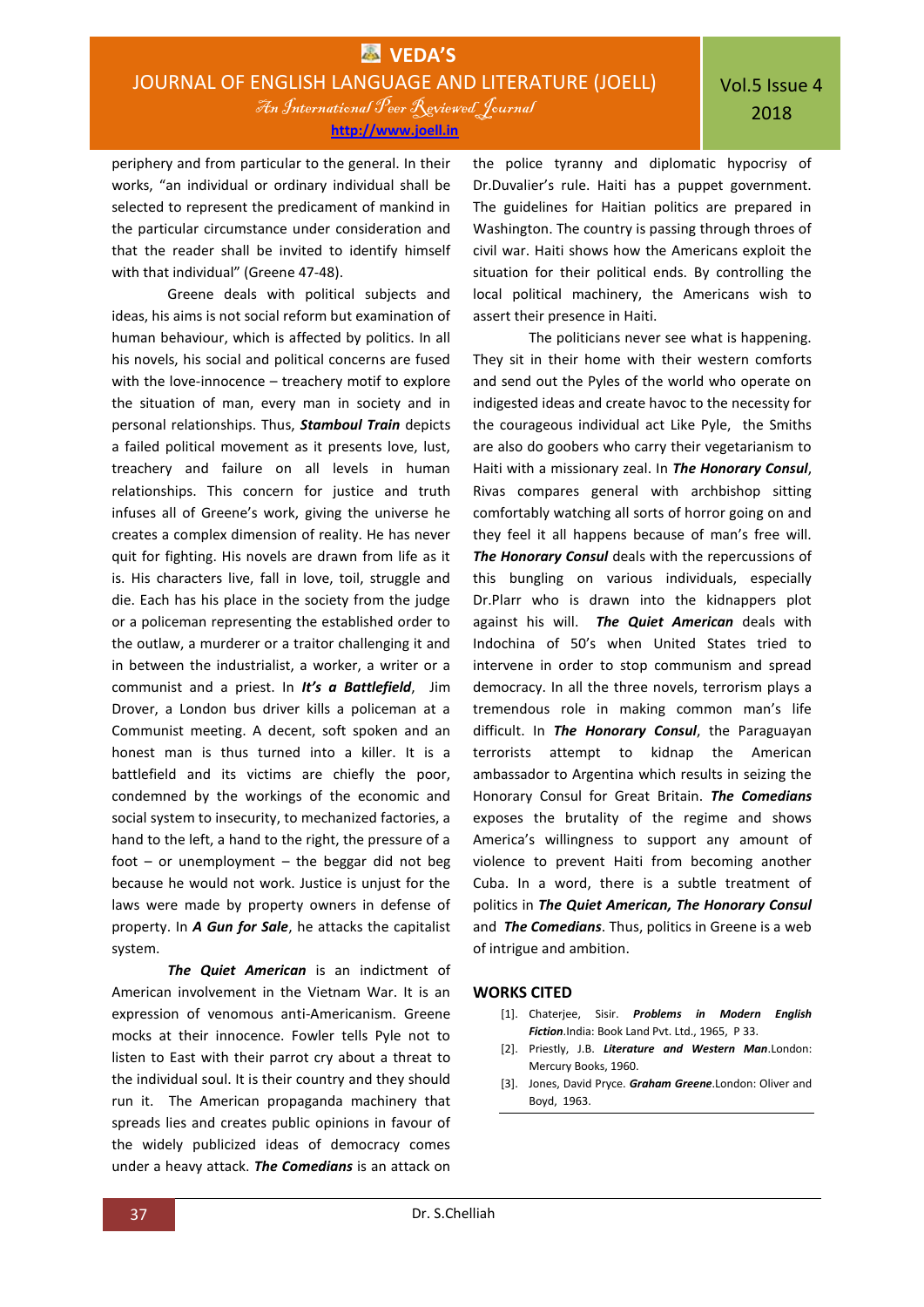periphery and from particular to the general. In their works, "an individual or ordinary individual shall be selected to represent the predicament of mankind in the particular circumstance under consideration and that the reader shall be invited to identify himself with that individual" (Greene 47-48).

Greene deals with political subjects and ideas, his aims is not social reform but examination of human behaviour, which is affected by politics. In all his novels, his social and political concerns are fused with the love-innocence – treachery motif to explore the situation of man, every man in society and in personal relationships. Thus, ***Stamboul Train*** depicts a failed political movement as it presents love, lust, treachery and failure on all levels in human relationships. This concern for justice and truth infuses all of Greene's work, giving the universe he creates a complex dimension of reality. He has never quit for fighting. His novels are drawn from life as it is. His characters live, fall in love, toil, struggle and die. Each has his place in the society from the judge or a policeman representing the established order to the outlaw, a murderer or a traitor challenging it and in between the industrialist, a worker, a writer or a communist and a priest. In ***It's a Battlefield***, Jim Drover, a London bus driver kills a policeman at a Communist meeting. A decent, soft spoken and an honest man is thus turned into a killer. It is a battlefield and its victims are chiefly the poor, condemned by the workings of the economic and social system to insecurity, to mechanized factories, a hand to the left, a hand to the right, the pressure of a foot – or unemployment – the beggar did not beg because he would not work. Justice is unjust for the laws were made by property owners in defense of property. In ***A Gun for Sale***, he attacks the capitalist system.

***The Quiet American*** is an indictment of American involvement in the Vietnam War. It is an expression of venomous anti-Americanism. Greene mocks at their innocence. Fowler tells Pyle not to listen to East with their parrot cry about a threat to the individual soul. It is their country and they should run it. The American propaganda machinery that spreads lies and creates public opinions in favour of the widely publicized ideas of democracy comes under a heavy attack. ***The Comedians*** is an attack on the police tyranny and diplomatic hypocrisy of Dr.Duvalier's rule. Haiti has a puppet government. The guidelines for Haitian politics are prepared in Washington. The country is passing through throes of civil war. Haiti shows how the Americans exploit the situation for their political ends. By controlling the local political machinery, the Americans wish to assert their presence in Haiti.

The politicians never see what is happening. They sit in their home with their western comforts and send out the Pyles of the world who operate on indigested ideas and create havoc to the necessity for the courageous individual act Like Pyle, the Smiths are also do goobers who carry their vegetarianism to Haiti with a missionary zeal. In ***The Honorary Consul***, Rivas compares general with archbishop sitting comfortably watching all sorts of horror going on and they feel it all happens because of man's free will. ***The Honorary Consul*** deals with the repercussions of this bungling on various individuals, especially Dr.Plarr who is drawn into the kidnappers plot against his will. ***The Quiet American*** deals with Indochina of 50's when United States tried to intervene in order to stop communism and spread democracy. In all the three novels, terrorism plays a tremendous role in making common man's life difficult. In ***The Honorary Consul***, the Paraguayan terrorists attempt to kidnap the American ambassador to Argentina which results in seizing the Honorary Consul for Great Britain. ***The Comedians*** exposes the brutality of the regime and shows America's willingness to support any amount of violence to prevent Haiti from becoming another Cuba. In a word, there is a subtle treatment of politics in ***The Quiet American, The Honorary Consul*** and ***The Comedians***. Thus, politics in Greene is a web of intrigue and ambition.

## WORKS CITED

[1]. Chaterjee, Sisir. ***Problems in Modern English Fiction***.India: Book Land Pvt. Ltd., 1965, P 33.

[2]. Priestly, J.B. ***Literature and Western Man***.London: Mercury Books, 1960.

[3]. Jones, David Pryce. ***Graham Greene***.London: Oliver and Boyd, 1963.